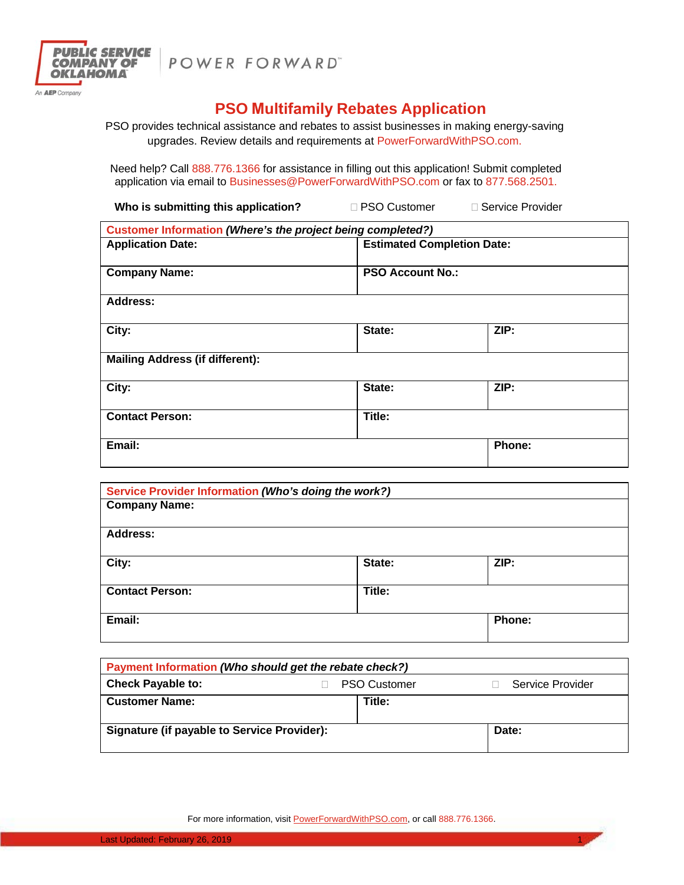PUBLIC SERVICE COMPANY OF OKLAHOMA
An AEP Company

POWER FORWARD™

# PSO Multifamily Rebates Application

PSO provides technical assistance and rebates to assist businesses in making energy-saving upgrades. Review details and requirements at PowerForwardWithPSO.com.

Need help? Call 888.776.1366 for assistance in filling out this application! Submit completed application via email to Businesses@PowerForwardWithPSO.com or fax to 877.568.2501.

**Who is submitting this application?** ☐ PSO Customer ☐ Service Provider

| **Customer Information *(Where's the project being completed?)*** | | |
|---|---|---|
| **Application Date:** | **Estimated Completion Date:** | |
| **Company Name:** | **PSO Account No.:** | |
| **Address:** | | |
| **City:** | **State:** | **ZIP:** |
| **Mailing Address (if different):** | | |
| **City:** | **State:** | **ZIP:** |
| **Contact Person:** | **Title:** | |
| **Email:** | | **Phone:** |

| **Service Provider Information *(Who's doing the work?)*** | | |
|---|---|---|
| **Company Name:** | | |
| **Address:** | | |
| **City:** | **State:** | **ZIP:** |
| **Contact Person:** | **Title:** | |
| **Email:** | | **Phone:** |

| **Payment Information *(Who should get the rebate check?)*** | | |
|---|---|---|
| **Check Payable to:** | ☐ PSO Customer | ☐ Service Provider |
| **Customer Name:** | **Title:** | |
| **Signature (if payable to Service Provider):** | | **Date:** |

For more information, visit PowerForwardWithPSO.com, or call 888.776.1366.

Last Updated: February 26, 2019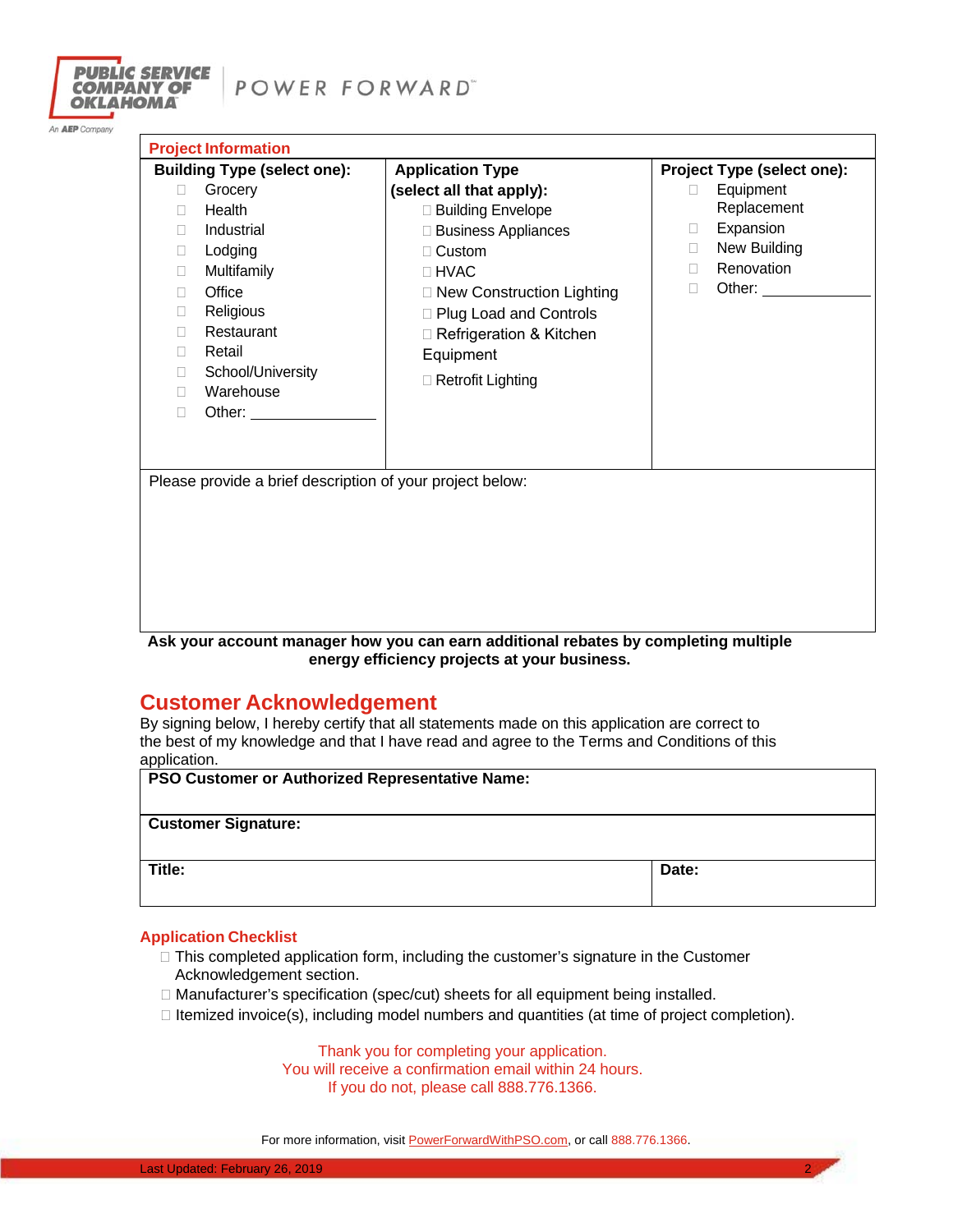## Project Information

| Building Type (select one): | Application Type (select all that apply): | Project Type (select one): |
|---|---|---|
| ☐ Grocery | ☐ Building Envelope | ☐ Equipment Replacement |
| ☐ Health | ☐ Business Appliances | ☐ Expansion |
| ☐ Industrial | ☐ Custom | ☐ New Building |
| ☐ Lodging | ☐ HVAC | ☐ Renovation |
| ☐ Multifamily | ☐ New Construction Lighting | ☐ Other: ____________ |
| ☐ Office | ☐ Plug Load and Controls | |
| ☐ Religious | ☐ Refrigeration & Kitchen Equipment | |
| ☐ Restaurant | ☐ Retrofit Lighting | |
| ☐ Retail | | |
| ☐ School/University | | |
| ☐ Warehouse | | |
| ☐ Other: ____________ | | |

Please provide a brief description of your project below:

**Ask your account manager how you can earn additional rebates by completing multiple energy efficiency projects at your business.**

## Customer Acknowledgement

By signing below, I hereby certify that all statements made on this application are correct to the best of my knowledge and that I have read and agree to the Terms and Conditions of this application.

| PSO Customer or Authorized Representative Name: | |
|---|---|
| **Customer Signature:** | |
| **Title:** | **Date:** |

### Application Checklist

- ☐ This completed application form, including the customer's signature in the Customer Acknowledgement section.
- ☐ Manufacturer's specification (spec/cut) sheets for all equipment being installed.
- ☐ Itemized invoice(s), including model numbers and quantities (at time of project completion).

Thank you for completing your application.
You will receive a confirmation email within 24 hours.
If you do not, please call 888.776.1366.

For more information, visit PowerForwardWithPSO.com, or call 888.776.1366.

Last Updated: February 26, 2019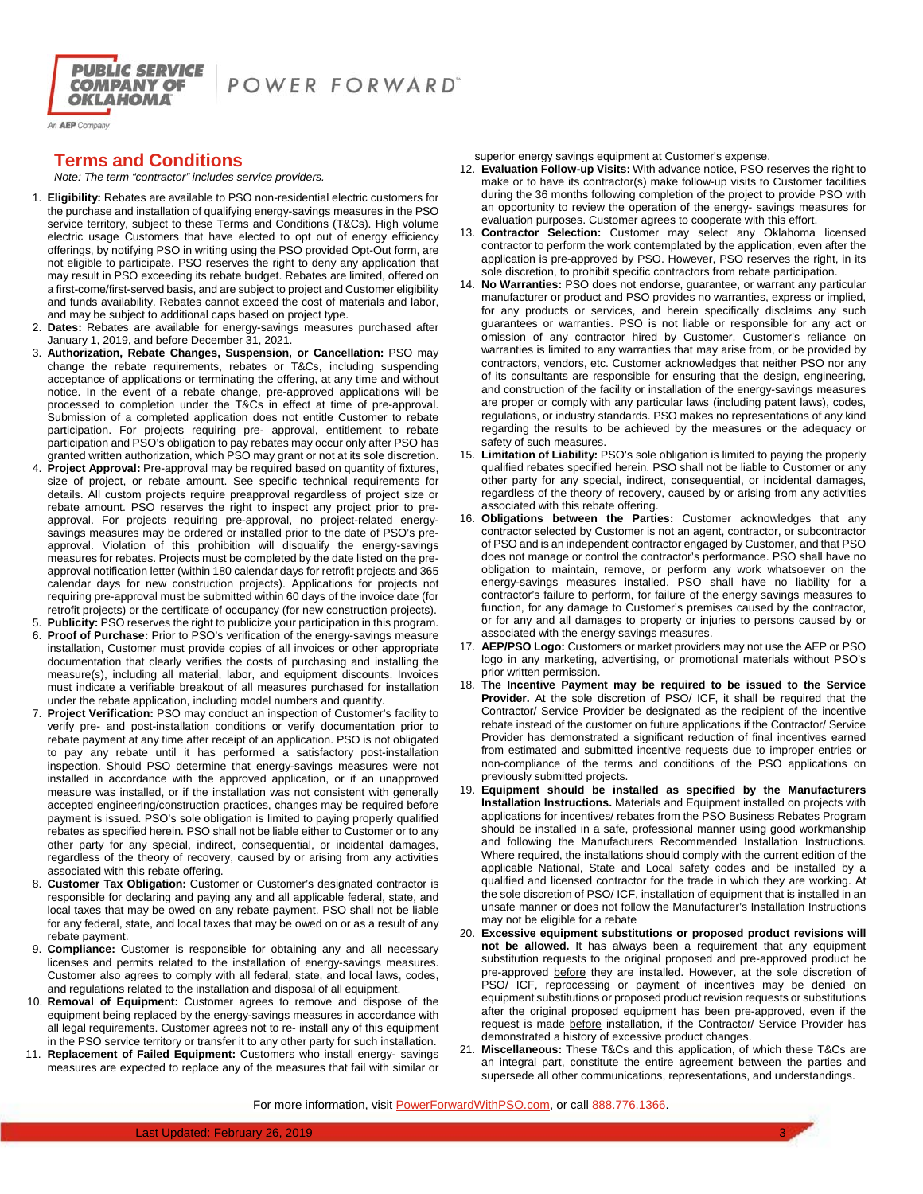PUBLIC SERVICE COMPANY OF OKLAHOMA | POWER FORWARD

An AEP Company

# Terms and Conditions

*Note: The term "contractor" includes service providers.*

1. **Eligibility:** Rebates are available to PSO non-residential electric customers for the purchase and installation of qualifying energy-savings measures in the PSO service territory, subject to these Terms and Conditions (T&Cs). High volume electric usage Customers that have elected to opt out of energy efficiency offerings, by notifying PSO in writing using the PSO provided Opt-Out form, are not eligible to participate. PSO reserves the right to deny any application that may result in PSO exceeding its rebate budget. Rebates are limited, offered on a first-come/first-served basis, and are subject to project and Customer eligibility and funds availability. Rebates cannot exceed the cost of materials and labor, and may be subject to additional caps based on project type.
2. **Dates:** Rebates are available for energy-savings measures purchased after January 1, 2019, and before December 31, 2021.
3. **Authorization, Rebate Changes, Suspension, or Cancellation:** PSO may change the rebate requirements, rebates or T&Cs, including suspending acceptance of applications or terminating the offering, at any time and without notice. In the event of a rebate change, pre-approved applications will be processed to completion under the T&Cs in effect at time of pre-approval. Submission of a completed application does not entitle Customer to rebate participation. For projects requiring pre- approval, entitlement to rebate participation and PSO's obligation to pay rebates may occur only after PSO has granted written authorization, which PSO may grant or not at its sole discretion.
4. **Project Approval:** Pre-approval may be required based on quantity of fixtures, size of project, or rebate amount. See specific technical requirements for details. All custom projects require preapproval regardless of project size or rebate amount. PSO reserves the right to inspect any project prior to pre-approval. For projects requiring pre-approval, no project-related energy-savings measures may be ordered or installed prior to the date of PSO's pre-approval. Violation of this prohibition will disqualify the energy-savings measures for rebates. Projects must be completed by the date listed on the pre-approval notification letter (within 180 calendar days for retrofit projects and 365 calendar days for new construction projects). Applications for projects not requiring pre-approval must be submitted within 60 days of the invoice date (for retrofit projects) or the certificate of occupancy (for new construction projects).
5. **Publicity:** PSO reserves the right to publicize your participation in this program.
6. **Proof of Purchase:** Prior to PSO's verification of the energy-savings measure installation, Customer must provide copies of all invoices or other appropriate documentation that clearly verifies the costs of purchasing and installing the measure(s), including all material, labor, and equipment discounts. Invoices must indicate a verifiable breakout of all measures purchased for installation under the rebate application, including model numbers and quantity.
7. **Project Verification:** PSO may conduct an inspection of Customer's facility to verify pre- and post-installation conditions or verify documentation prior to rebate payment at any time after receipt of an application. PSO is not obligated to pay any rebate until it has performed a satisfactory post-installation inspection. Should PSO determine that energy-savings measures were not installed in accordance with the approved application, or if an unapproved measure was installed, or if the installation was not consistent with generally accepted engineering/construction practices, changes may be required before payment is issued. PSO's sole obligation is limited to paying properly qualified rebates as specified herein. PSO shall not be liable either to Customer or to any other party for any special, indirect, consequential, or incidental damages, regardless of the theory of recovery, caused by or arising from any activities associated with this rebate offering.
8. **Customer Tax Obligation:** Customer or Customer's designated contractor is responsible for declaring and paying any and all applicable federal, state, and local taxes that may be owed on any rebate payment. PSO shall not be liable for any federal, state, and local taxes that may be owed on or as a result of any rebate payment.
9. **Compliance:** Customer is responsible for obtaining any and all necessary licenses and permits related to the installation of energy-savings measures. Customer also agrees to comply with all federal, state, and local laws, codes, and regulations related to the installation and disposal of all equipment.
10. **Removal of Equipment:** Customer agrees to remove and dispose of the equipment being replaced by the energy-savings measures in accordance with all legal requirements. Customer agrees not to re- install any of this equipment in the PSO service territory or transfer it to any other party for such installation.
11. **Replacement of Failed Equipment:** Customers who install energy- savings measures are expected to replace any of the measures that fail with similar or superior energy savings equipment at Customer's expense.
12. **Evaluation Follow-up Visits:** With advance notice, PSO reserves the right to make or to have its contractor(s) make follow-up visits to Customer facilities during the 36 months following completion of the project to provide PSO with an opportunity to review the operation of the energy- savings measures for evaluation purposes. Customer agrees to cooperate with this effort.
13. **Contractor Selection:** Customer may select any Oklahoma licensed contractor to perform the work contemplated by the application, even after the application is pre-approved by PSO. However, PSO reserves the right, in its sole discretion, to prohibit specific contractors from rebate participation.
14. **No Warranties:** PSO does not endorse, guarantee, or warrant any particular manufacturer or product and PSO provides no warranties, express or implied, for any products or services, and herein specifically disclaims any such guarantees or warranties. PSO is not liable or responsible for any act or omission of any contractor hired by Customer. Customer's reliance on warranties is limited to any warranties that may arise from, or be provided by contractors, vendors, etc. Customer acknowledges that neither PSO nor any of its consultants are responsible for ensuring that the design, engineering, and construction of the facility or installation of the energy-savings measures are proper or comply with any particular laws (including patent laws), codes, regulations, or industry standards. PSO makes no representations of any kind regarding the results to be achieved by the measures or the adequacy or safety of such measures.
15. **Limitation of Liability:** PSO's sole obligation is limited to paying the properly qualified rebates specified herein. PSO shall not be liable to Customer or any other party for any special, indirect, consequential, or incidental damages, regardless of the theory of recovery, caused by or arising from any activities associated with this rebate offering.
16. **Obligations between the Parties:** Customer acknowledges that any contractor selected by Customer is not an agent, contractor, or subcontractor of PSO and is an independent contractor engaged by Customer, and that PSO does not manage or control the contractor's performance. PSO shall have no obligation to maintain, remove, or perform any work whatsoever on the energy-savings measures installed. PSO shall have no liability for a contractor's failure to perform, for failure of the energy savings measures to function, for any damage to Customer's premises caused by the contractor, or for any and all damages to property or injuries to persons caused by or associated with the energy savings measures.
17. **AEP/PSO Logo:** Customers or market providers may not use the AEP or PSO logo in any marketing, advertising, or promotional materials without PSO's prior written permission.
18. **The Incentive Payment may be required to be issued to the Service Provider.** At the sole discretion of PSO/ ICF, it shall be required that the Contractor/ Service Provider be designated as the recipient of the incentive rebate instead of the customer on future applications if the Contractor/ Service Provider has demonstrated a significant reduction of final incentives earned from estimated and submitted incentive requests due to improper entries or non-compliance of the terms and conditions of the PSO applications on previously submitted projects.
19. **Equipment should be installed as specified by the Manufacturers Installation Instructions.** Materials and Equipment installed on projects with applications for incentives/ rebates from the PSO Business Rebates Program should be installed in a safe, professional manner using good workmanship and following the Manufacturers Recommended Installation Instructions. Where required, the installations should comply with the current edition of the applicable National, State and Local safety codes and be installed by a qualified and licensed contractor for the trade in which they are working. At the sole discretion of PSO/ ICF, installation of equipment that is installed in an unsafe manner or does not follow the Manufacturer's Installation Instructions may not be eligible for a rebate
20. **Excessive equipment substitutions or proposed product revisions will not be allowed.** It has always been a requirement that any equipment substitution requests to the original proposed and pre-approved product be pre-approved before they are installed. However, at the sole discretion of PSO/ ICF, reprocessing or payment of incentives may be denied on equipment substitutions or proposed product revision requests or substitutions after the original proposed equipment has been pre-approved, even if the request is made before installation, if the Contractor/ Service Provider has demonstrated a history of excessive product changes.
21. **Miscellaneous:** These T&Cs and this application, of which these T&Cs are an integral part, constitute the entire agreement between the parties and supersede all other communications, representations, and understandings.

For more information, visit PowerForwardWithPSO.com, or call 888.776.1366.

Last Updated: February 26, 2019